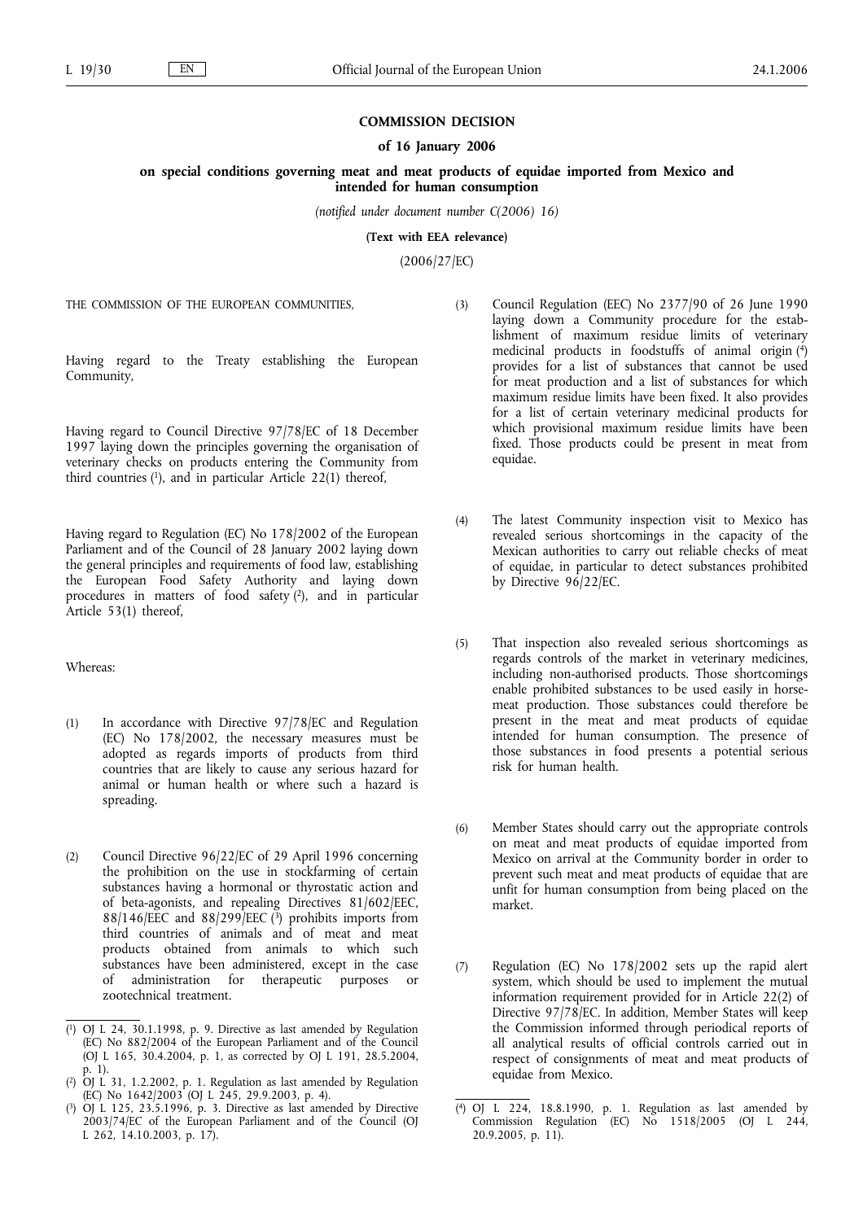**COMMISSION DECISION**

**of 16 January 2006**

**on special conditions governing meat and meat products of equidae imported from Mexico and intended for human consumption**

*(notified under document number C(2006) 16)*

**(Text with EEA relevance)**

(2006/27/EC)

THE COMMISSION OF THE EUROPEAN COMMUNITIES,

Having regard to the Treaty establishing the European Community,

Having regard to Council Directive 97/78/EC of 18 December 1997 laying down the principles governing the organisation of veterinary checks on products entering the Community from third countries [1], and in particular Article 22(1) thereof,

Having regard to Regulation (EC) No 178/2002 of the European Parliament and of the Council of 28 January 2002 laying down the general principles and requirements of food law, establishing the European Food Safety Authority and laying down procedures in matters of food safety [2], and in particular Article 53(1) thereof,

Whereas:

(1) In accordance with Directive 97/78/EC and Regulation (EC) No 178/2002, the necessary measures must be adopted as regards imports of products from third countries that are likely to cause any serious hazard for animal or human health or where such a hazard is spreading.

(2) Council Directive 96/22/EC of 29 April 1996 concerning the prohibition on the use in stockfarming of certain substances having a hormonal or thyrostatic action and of beta-agonists, and repealing Directives 81/602/EEC, 88/146/EEC and 88/299/EEC [3] prohibits imports from third countries of animals and of meat and meat products obtained from animals to which such substances have been administered, except in the case of administration for therapeutic purposes or zootechnical treatment.

(3) Council Regulation (EEC) No 2377/90 of 26 June 1990 laying down a Community procedure for the establishment of maximum residue limits of veterinary medicinal products in foodstuffs of animal origin [4] provides for a list of substances that cannot be used for meat production and a list of substances for which maximum residue limits have been fixed. It also provides for a list of certain veterinary medicinal products for which provisional maximum residue limits have been fixed. Those products could be present in meat from equidae.

(4) The latest Community inspection visit to Mexico has revealed serious shortcomings in the capacity of the Mexican authorities to carry out reliable checks of meat of equidae, in particular to detect substances prohibited by Directive 96/22/EC.

(5) That inspection also revealed serious shortcomings as regards controls of the market in veterinary medicines, including non-authorised products. Those shortcomings enable prohibited substances to be used easily in horsemeat production. Those substances could therefore be present in the meat and meat products of equidae intended for human consumption. The presence of those substances in food presents a potential serious risk for human health.

(6) Member States should carry out the appropriate controls on meat and meat products of equidae imported from Mexico on arrival at the Community border in order to prevent such meat and meat products of equidae that are unfit for human consumption from being placed on the market.

(7) Regulation (EC) No 178/2002 sets up the rapid alert system, which should be used to implement the mutual information requirement provided for in Article 22(2) of Directive 97/78/EC. In addition, Member States will keep the Commission informed through periodical reports of all analytical results of official controls carried out in respect of consignments of meat and meat products of equidae from Mexico.

---

[1] OJ L 24, 30.1.1998, p. 9. Directive as last amended by Regulation (EC) No 882/2004 of the European Parliament and of the Council (OJ L 165, 30.4.2004, p. 1, as corrected by OJ L 191, 28.5.2004, p. 1).

[2] OJ L 31, 1.2.2002, p. 1. Regulation as last amended by Regulation (EC) No 1642/2003 (OJ L 245, 29.9.2003, p. 4).

[3] OJ L 125, 23.5.1996, p. 3. Directive as last amended by Directive 2003/74/EC of the European Parliament and of the Council (OJ L 262, 14.10.2003, p. 17).

[4] OJ L 224, 18.8.1990, p. 1. Regulation as last amended by Commission Regulation (EC) No 1518/2005 (OJ L 244, 20.9.2005, p. 11).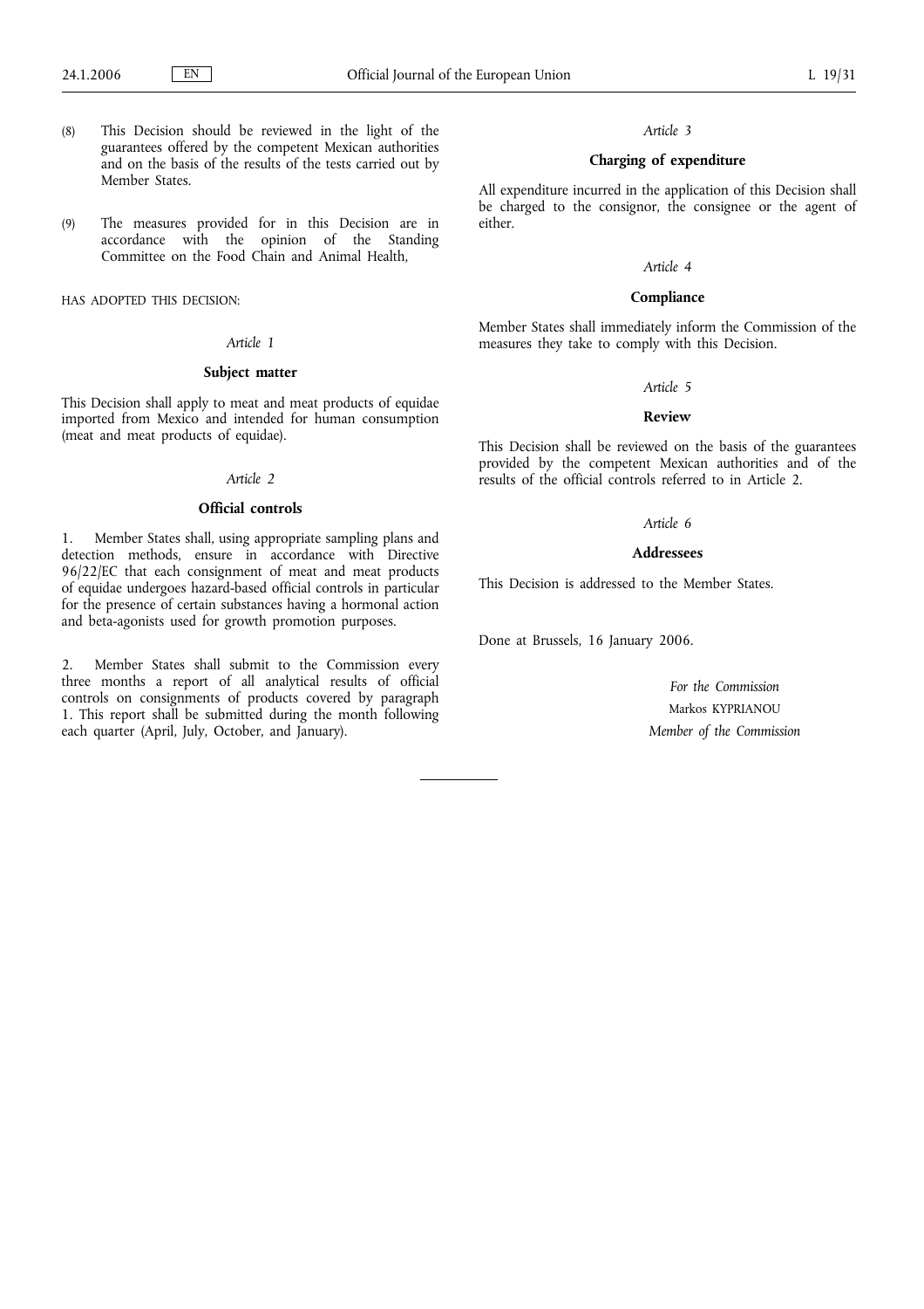(8) This Decision should be reviewed in the light of the guarantees offered by the competent Mexican authorities and on the basis of the results of the tests carried out by Member States.

(9) The measures provided for in this Decision are in accordance with the opinion of the Standing Committee on the Food Chain and Animal Health,

HAS ADOPTED THIS DECISION:

*Article 1*

**Subject matter**

This Decision shall apply to meat and meat products of equidae imported from Mexico and intended for human consumption (meat and meat products of equidae).

*Article 2*

**Official controls**

1. Member States shall, using appropriate sampling plans and detection methods, ensure in accordance with Directive 96/22/EC that each consignment of meat and meat products of equidae undergoes hazard-based official controls in particular for the presence of certain substances having a hormonal action and beta-agonists used for growth promotion purposes.

2. Member States shall submit to the Commission every three months a report of all analytical results of official controls on consignments of products covered by paragraph 1. This report shall be submitted during the month following each quarter (April, July, October, and January).

*Article 3*

**Charging of expenditure**

All expenditure incurred in the application of this Decision shall be charged to the consignor, the consignee or the agent of either.

*Article 4*

**Compliance**

Member States shall immediately inform the Commission of the measures they take to comply with this Decision.

*Article 5*

**Review**

This Decision shall be reviewed on the basis of the guarantees provided by the competent Mexican authorities and of the results of the official controls referred to in Article 2.

*Article 6*

**Addressees**

This Decision is addressed to the Member States.

Done at Brussels, 16 January 2006.

*For the Commission*
Markos KYPRIANOU
*Member of the Commission*